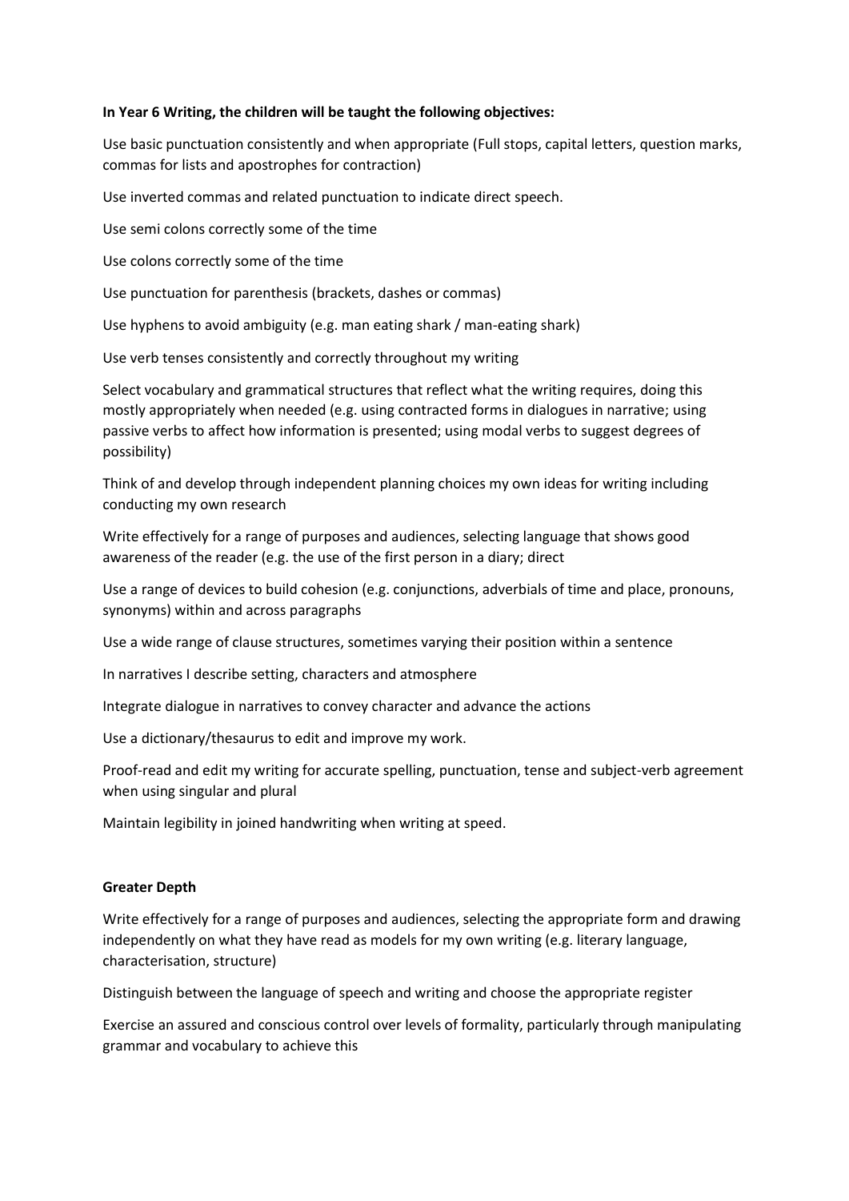**In Year 6 Writing, the children will be taught the following objectives:**

Use basic punctuation consistently and when appropriate (Full stops, capital letters, question marks, commas for lists and apostrophes for contraction)

Use inverted commas and related punctuation to indicate direct speech.

Use semi colons correctly some of the time

Use colons correctly some of the time

Use punctuation for parenthesis (brackets, dashes or commas)

Use hyphens to avoid ambiguity (e.g. man eating shark / man-eating shark)

Use verb tenses consistently and correctly throughout my writing

Select vocabulary and grammatical structures that reflect what the writing requires, doing this mostly appropriately when needed (e.g. using contracted forms in dialogues in narrative; using passive verbs to affect how information is presented; using modal verbs to suggest degrees of possibility)

Think of and develop through independent planning choices my own ideas for writing including conducting my own research

Write effectively for a range of purposes and audiences, selecting language that shows good awareness of the reader (e.g. the use of the first person in a diary; direct

Use a range of devices to build cohesion (e.g. conjunctions, adverbials of time and place, pronouns, synonyms) within and across paragraphs

Use a wide range of clause structures, sometimes varying their position within a sentence

In narratives I describe setting, characters and atmosphere

Integrate dialogue in narratives to convey character and advance the actions

Use a dictionary/thesaurus to edit and improve my work.

Proof-read and edit my writing for accurate spelling, punctuation, tense and subject-verb agreement when using singular and plural

Maintain legibility in joined handwriting when writing at speed.

**Greater Depth**

Write effectively for a range of purposes and audiences, selecting the appropriate form and drawing independently on what they have read as models for my own writing (e.g. literary language, characterisation, structure)

Distinguish between the language of speech and writing and choose the appropriate register

Exercise an assured and conscious control over levels of formality, particularly through manipulating grammar and vocabulary to achieve this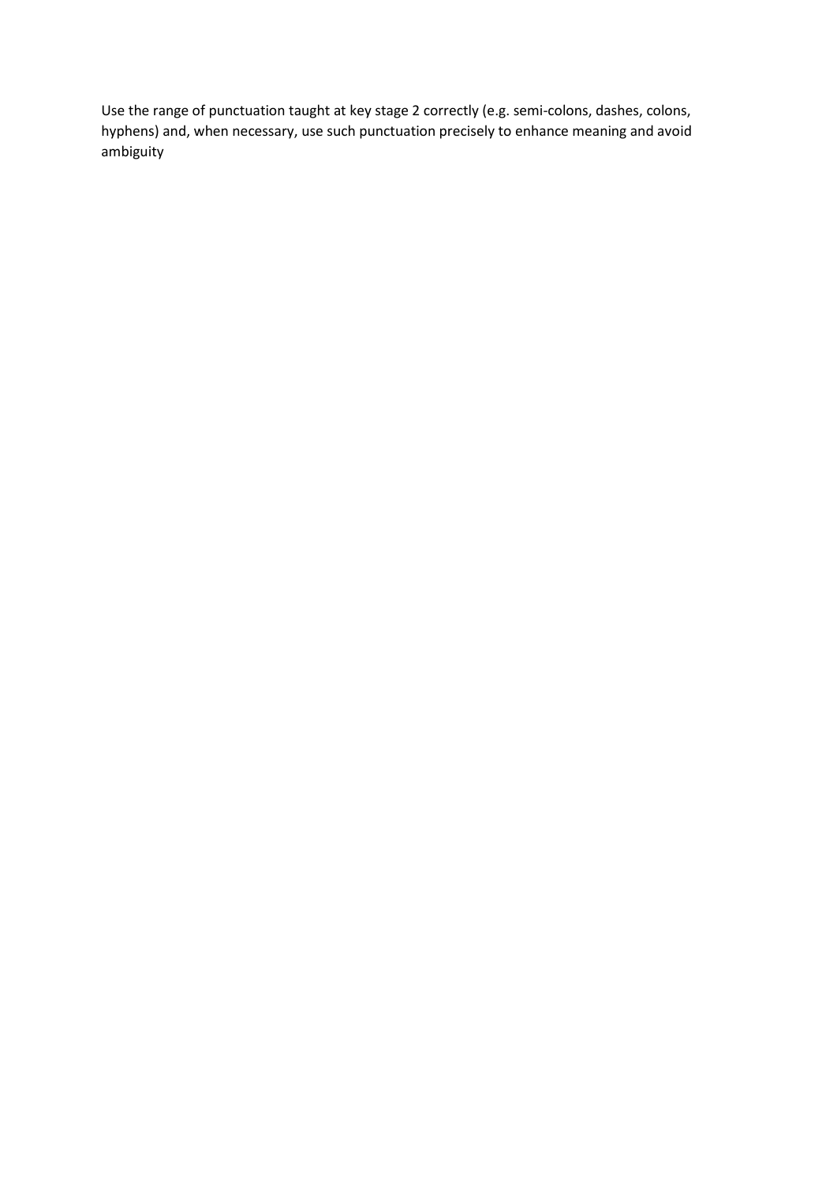Use the range of punctuation taught at key stage 2 correctly (e.g. semi-colons, dashes, colons, hyphens) and, when necessary, use such punctuation precisely to enhance meaning and avoid ambiguity